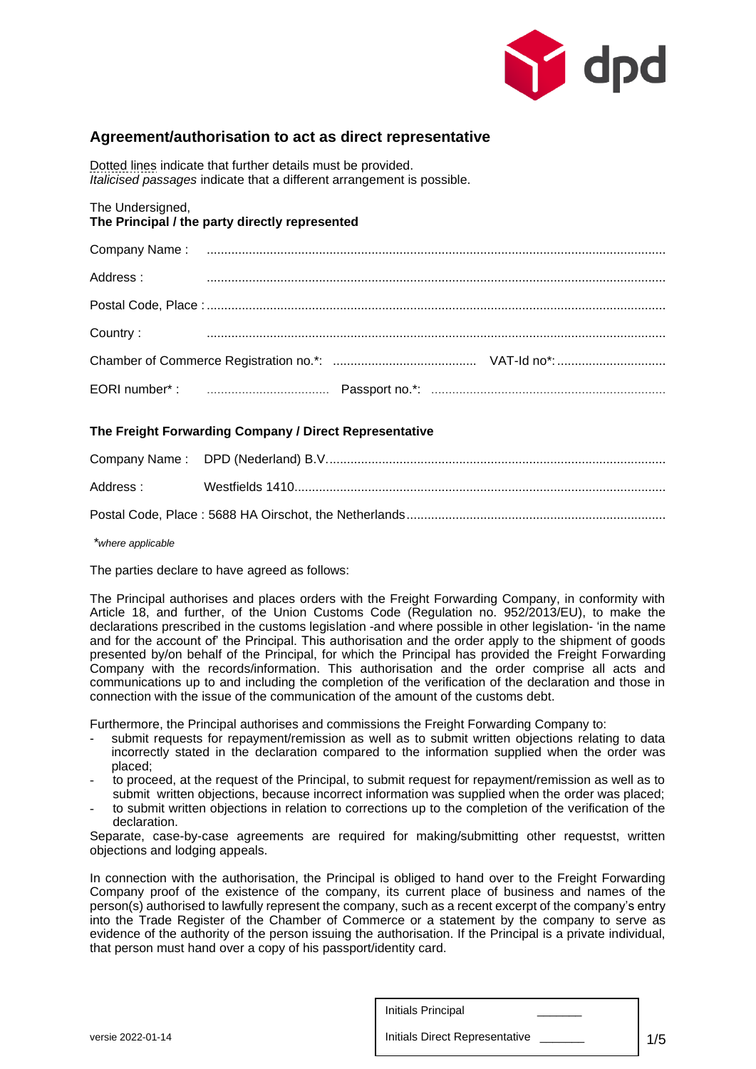## Agreement/authorisation to act as direct representative

Dotted lines indicate that further details must be provided.
*Italicised passages* indicate that a different arrangement is possible.

The Undersigned,
**The Principal / the party directly represented**

Company Name : ..................................................................................................................................

Address : ..................................................................................................................................

Postal Code, Place : ..................................................................................................................................

Country : ..................................................................................................................................

Chamber of Commerce Registration no.*: ......................................... VAT-Id no*: ...............................

EORI number* : ................................... Passport no.*: ..................................................................

**The Freight Forwarding Company / Direct Representative**

Company Name : DPD (Nederland) B.V. ................................................................................................

Address : Westfields 1410 ........................................................................................................

Postal Code, Place : 5688 HA Oirschot, the Netherlands ........................................................................

*where applicable*

The parties declare to have agreed as follows:

The Principal authorises and places orders with the Freight Forwarding Company, in conformity with Article 18, and further, of the Union Customs Code (Regulation no. 952/2013/EU), to make the declarations prescribed in the customs legislation -and where possible in other legislation- 'in the name and for the account of' the Principal. This authorisation and the order apply to the shipment of goods presented by/on behalf of the Principal, for which the Principal has provided the Freight Forwarding Company with the records/information. This authorisation and the order comprise all acts and communications up to and including the completion of the verification of the declaration and those in connection with the issue of the communication of the amount of the customs debt.

Furthermore, the Principal authorises and commissions the Freight Forwarding Company to:

- submit requests for repayment/remission as well as to submit written objections relating to data incorrectly stated in the declaration compared to the information supplied when the order was placed;
- to proceed, at the request of the Principal, to submit request for repayment/remission as well as to submit written objections, because incorrect information was supplied when the order was placed;
- to submit written objections in relation to corrections up to the completion of the verification of the declaration.

Separate, case-by-case agreements are required for making/submitting other requestst, written objections and lodging appeals.

In connection with the authorisation, the Principal is obliged to hand over to the Freight Forwarding Company proof of the existence of the company, its current place of business and names of the person(s) authorised to lawfully represent the company, such as a recent excerpt of the company's entry into the Trade Register of the Chamber of Commerce or a statement by the company to serve as evidence of the authority of the person issuing the authorisation. If the Principal is a private individual, that person must hand over a copy of his passport/identity card.

Initials Principal _______

Initials Direct Representative _______

versie 2022-01-14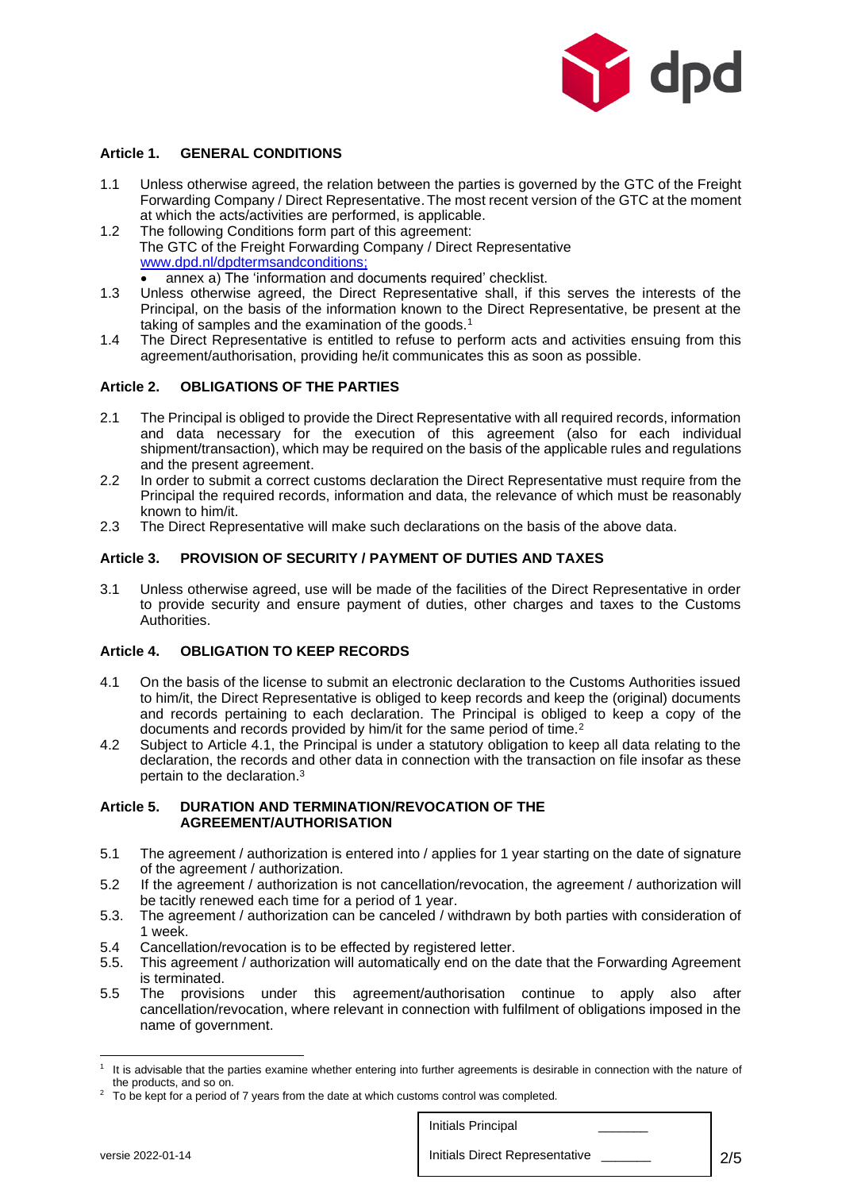### Article 1. GENERAL CONDITIONS

1.1 Unless otherwise agreed, the relation between the parties is governed by the GTC of the Freight Forwarding Company / Direct Representative. The most recent version of the GTC at the moment at which the acts/activities are performed, is applicable.

1.2 The following Conditions form part of this agreement:
The GTC of the Freight Forwarding Company / Direct Representative
www.dpd.nl/dpdtermsandconditions;

- annex a) The 'information and documents required' checklist.

1.3 Unless otherwise agreed, the Direct Representative shall, if this serves the interests of the Principal, on the basis of the information known to the Direct Representative, be present at the taking of samples and the examination of the goods.[1]

1.4 The Direct Representative is entitled to refuse to perform acts and activities ensuing from this agreement/authorisation, providing he/it communicates this as soon as possible.

### Article 2. OBLIGATIONS OF THE PARTIES

2.1 The Principal is obliged to provide the Direct Representative with all required records, information and data necessary for the execution of this agreement (also for each individual shipment/transaction), which may be required on the basis of the applicable rules and regulations and the present agreement.

2.2 In order to submit a correct customs declaration the Direct Representative must require from the Principal the required records, information and data, the relevance of which must be reasonably known to him/it.

2.3 The Direct Representative will make such declarations on the basis of the above data.

### Article 3. PROVISION OF SECURITY / PAYMENT OF DUTIES AND TAXES

3.1 Unless otherwise agreed, use will be made of the facilities of the Direct Representative in order to provide security and ensure payment of duties, other charges and taxes to the Customs Authorities.

### Article 4. OBLIGATION TO KEEP RECORDS

4.1 On the basis of the license to submit an electronic declaration to the Customs Authorities issued to him/it, the Direct Representative is obliged to keep records and keep the (original) documents and records pertaining to each declaration. The Principal is obliged to keep a copy of the documents and records provided by him/it for the same period of time.[2]

4.2 Subject to Article 4.1, the Principal is under a statutory obligation to keep all data relating to the declaration, the records and other data in connection with the transaction on file insofar as these pertain to the declaration.[3]

### Article 5. DURATION AND TERMINATION/REVOCATION OF THE AGREEMENT/AUTHORISATION

5.1 The agreement / authorization is entered into / applies for 1 year starting on the date of signature of the agreement / authorization.

5.2 If the agreement / authorization is not cancellation/revocation, the agreement / authorization will be tacitly renewed each time for a period of 1 year.

5.3. The agreement / authorization can be canceled / withdrawn by both parties with consideration of 1 week.

5.4 Cancellation/revocation is to be effected by registered letter.

5.5. This agreement / authorization will automatically end on the date that the Forwarding Agreement is terminated.

5.5 The provisions under this agreement/authorisation continue to apply also after cancellation/revocation, where relevant in connection with fulfilment of obligations imposed in the name of government.

---

[1] It is advisable that the parties examine whether entering into further agreements is desirable in connection with the nature of the products, and so on.

[2] To be kept for a period of 7 years from the date at which customs control was completed.

| Initials Principal | _______ |
|---|---|
| Initials Direct Representative | _______ |

versie 2022-01-14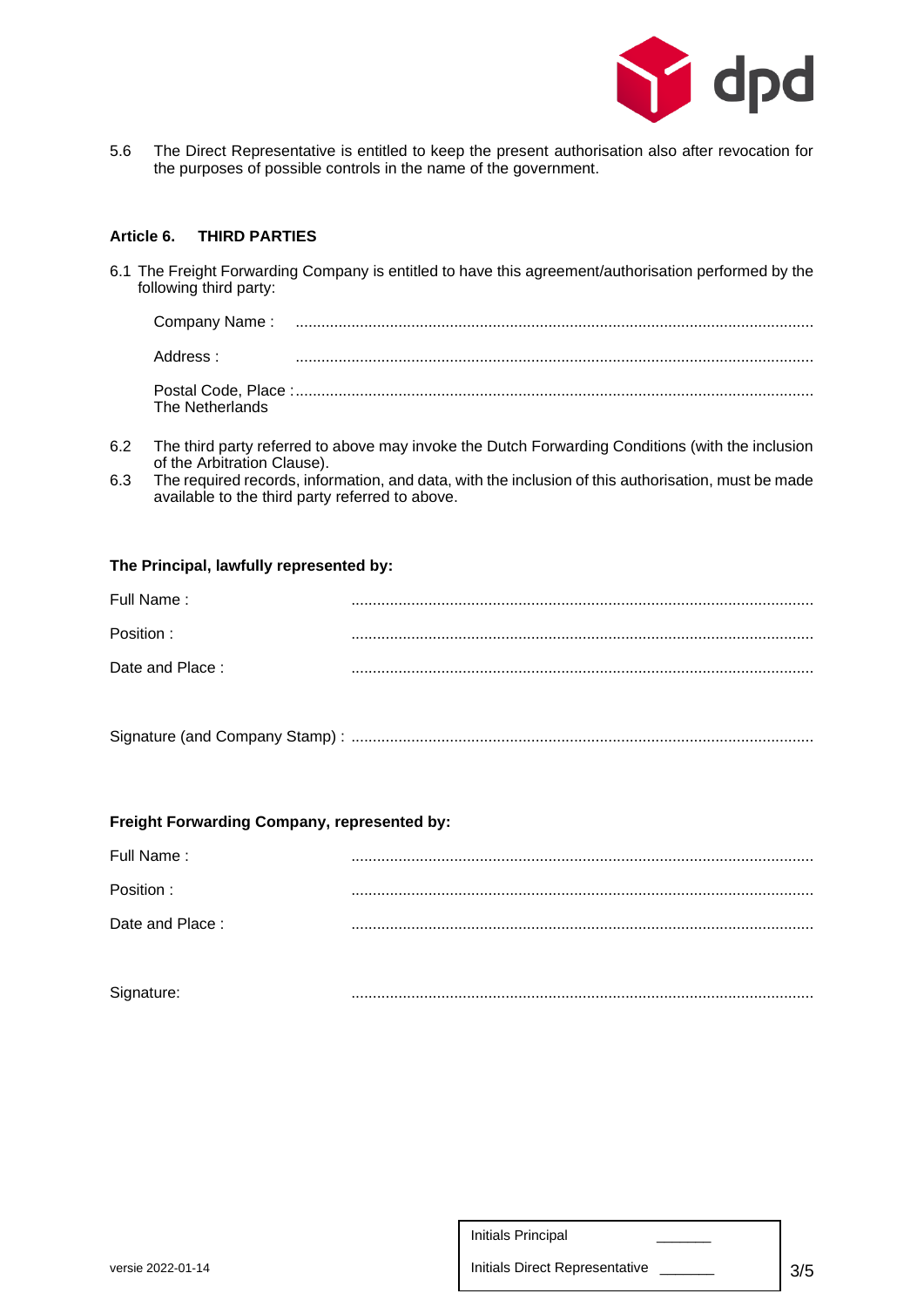5.6 The Direct Representative is entitled to keep the present authorisation also after revocation for the purposes of possible controls in the name of the government.

## Article 6. THIRD PARTIES

6.1 The Freight Forwarding Company is entitled to have this agreement/authorisation performed by the following third party:

Company Name : ........................................................................................................................

Address : ........................................................................................................................

Postal Code, Place :........................................................................................................................
The Netherlands

6.2 The third party referred to above may invoke the Dutch Forwarding Conditions (with the inclusion of the Arbitration Clause).

6.3 The required records, information, and data, with the inclusion of this authorisation, must be made available to the third party referred to above.

**The Principal, lawfully represented by:**

Full Name : ..........................................................................................................

Position : ..........................................................................................................

Date and Place : ..........................................................................................................

Signature (and Company Stamp) : ..........................................................................................................

**Freight Forwarding Company, represented by:**

Full Name : ..........................................................................................................

Position : ..........................................................................................................

Date and Place : ..........................................................................................................

Signature: ..........................................................................................................

versie 2022-01-14

| Initials Principal | _______ |
|---|---|
| Initials Direct Representative | _______ |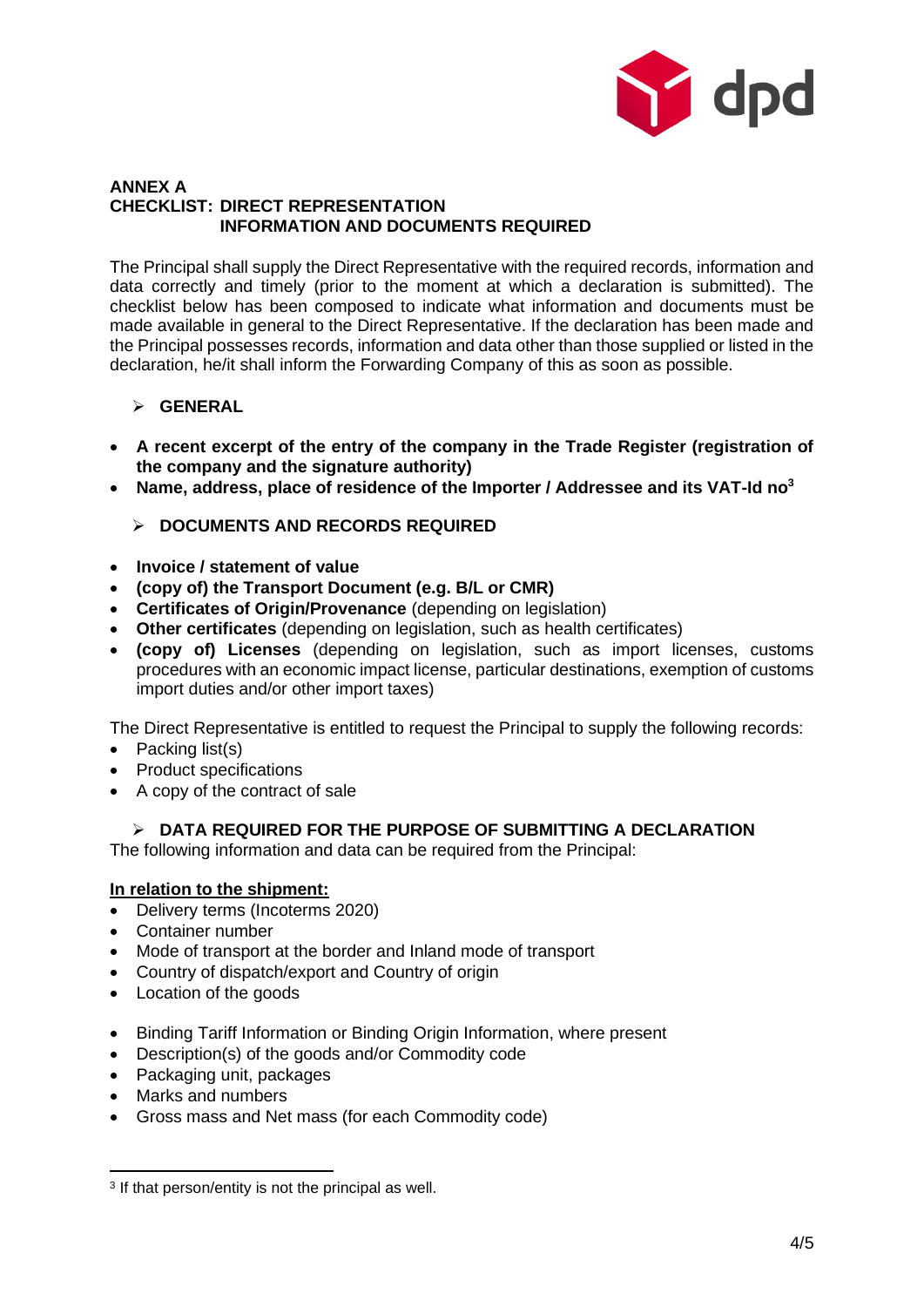**ANNEX A**
**CHECKLIST: DIRECT REPRESENTATION**
**INFORMATION AND DOCUMENTS REQUIRED**

The Principal shall supply the Direct Representative with the required records, information and data correctly and timely (prior to the moment at which a declaration is submitted). The checklist below has been composed to indicate what information and documents must be made available in general to the Direct Representative. If the declaration has been made and the Principal possesses records, information and data other than those supplied or listed in the declaration, he/it shall inform the Forwarding Company of this as soon as possible.

- **GENERAL**

- **A recent excerpt of the entry of the company in the Trade Register (registration of the company and the signature authority)**
- **Name, address, place of residence of the Importer / Addressee and its VAT-Id no**[3]

- **DOCUMENTS AND RECORDS REQUIRED**

- **Invoice / statement of value**
- **(copy of) the Transport Document (e.g. B/L or CMR)**
- **Certificates of Origin/Provenance** (depending on legislation)
- **Other certificates** (depending on legislation, such as health certificates)
- **(copy of) Licenses** (depending on legislation, such as import licenses, customs procedures with an economic impact license, particular destinations, exemption of customs import duties and/or other import taxes)

The Direct Representative is entitled to request the Principal to supply the following records:

- Packing list(s)
- Product specifications
- A copy of the contract of sale

- **DATA REQUIRED FOR THE PURPOSE OF SUBMITTING A DECLARATION**

The following information and data can be required from the Principal:

**<u>In relation to the shipment:</u>**

- Delivery terms (Incoterms 2020)
- Container number
- Mode of transport at the border and Inland mode of transport
- Country of dispatch/export and Country of origin
- Location of the goods

- Binding Tariff Information or Binding Origin Information, where present
- Description(s) of the goods and/or Commodity code
- Packaging unit, packages
- Marks and numbers
- Gross mass and Net mass (for each Commodity code)

---

[3] If that person/entity is not the principal as well.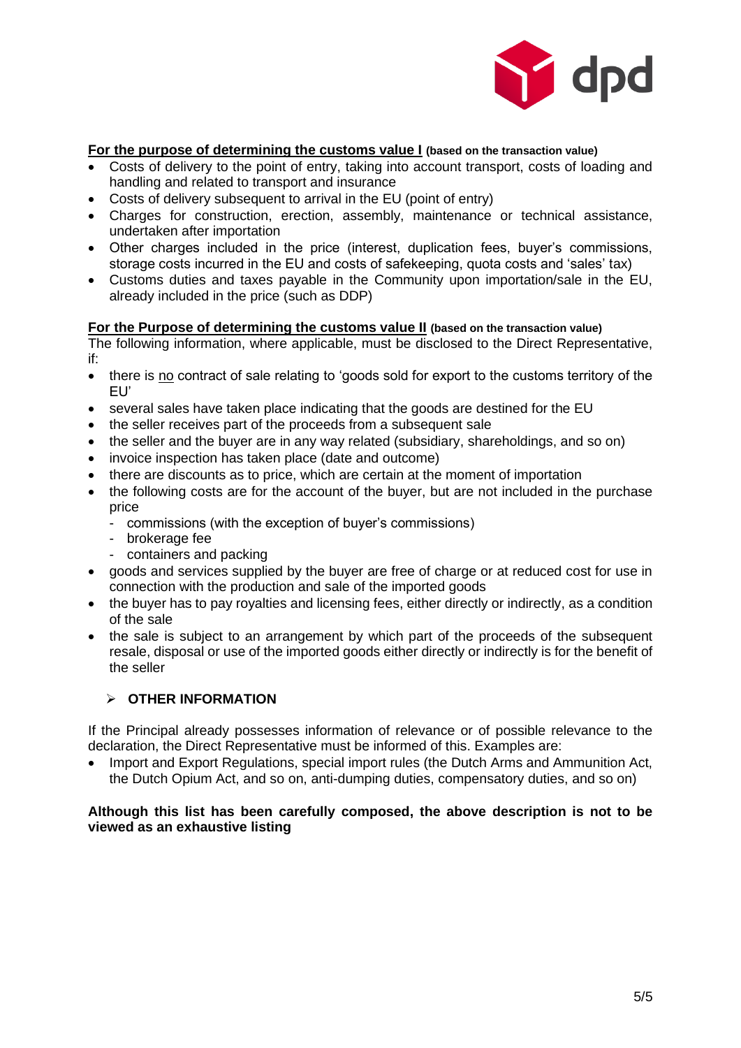**<u>For the purpose of determining the customs value I</u>** **(based on the transaction value)**

- Costs of delivery to the point of entry, taking into account transport, costs of loading and handling and related to transport and insurance
- Costs of delivery subsequent to arrival in the EU (point of entry)
- Charges for construction, erection, assembly, maintenance or technical assistance, undertaken after importation
- Other charges included in the price (interest, duplication fees, buyer's commissions, storage costs incurred in the EU and costs of safekeeping, quota costs and 'sales' tax)
- Customs duties and taxes payable in the Community upon importation/sale in the EU, already included in the price (such as DDP)

**<u>For the Purpose of determining the customs value II</u>** **(based on the transaction value)**

The following information, where applicable, must be disclosed to the Direct Representative, if:

- there is <u>no</u> contract of sale relating to 'goods sold for export to the customs territory of the EU'
- several sales have taken place indicating that the goods are destined for the EU
- the seller receives part of the proceeds from a subsequent sale
- the seller and the buyer are in any way related (subsidiary, shareholdings, and so on)
- invoice inspection has taken place (date and outcome)
- there are discounts as to price, which are certain at the moment of importation
- the following costs are for the account of the buyer, but are not included in the purchase price
  - commissions (with the exception of buyer's commissions)
  - brokerage fee
  - containers and packing
- goods and services supplied by the buyer are free of charge or at reduced cost for use in connection with the production and sale of the imported goods
- the buyer has to pay royalties and licensing fees, either directly or indirectly, as a condition of the sale
- the sale is subject to an arrangement by which part of the proceeds of the subsequent resale, disposal or use of the imported goods either directly or indirectly is for the benefit of the seller

> **OTHER INFORMATION**

If the Principal already possesses information of relevance or of possible relevance to the declaration, the Direct Representative must be informed of this. Examples are:

- Import and Export Regulations, special import rules (the Dutch Arms and Ammunition Act, the Dutch Opium Act, and so on, anti-dumping duties, compensatory duties, and so on)

**Although this list has been carefully composed, the above description is not to be viewed as an exhaustive listing**